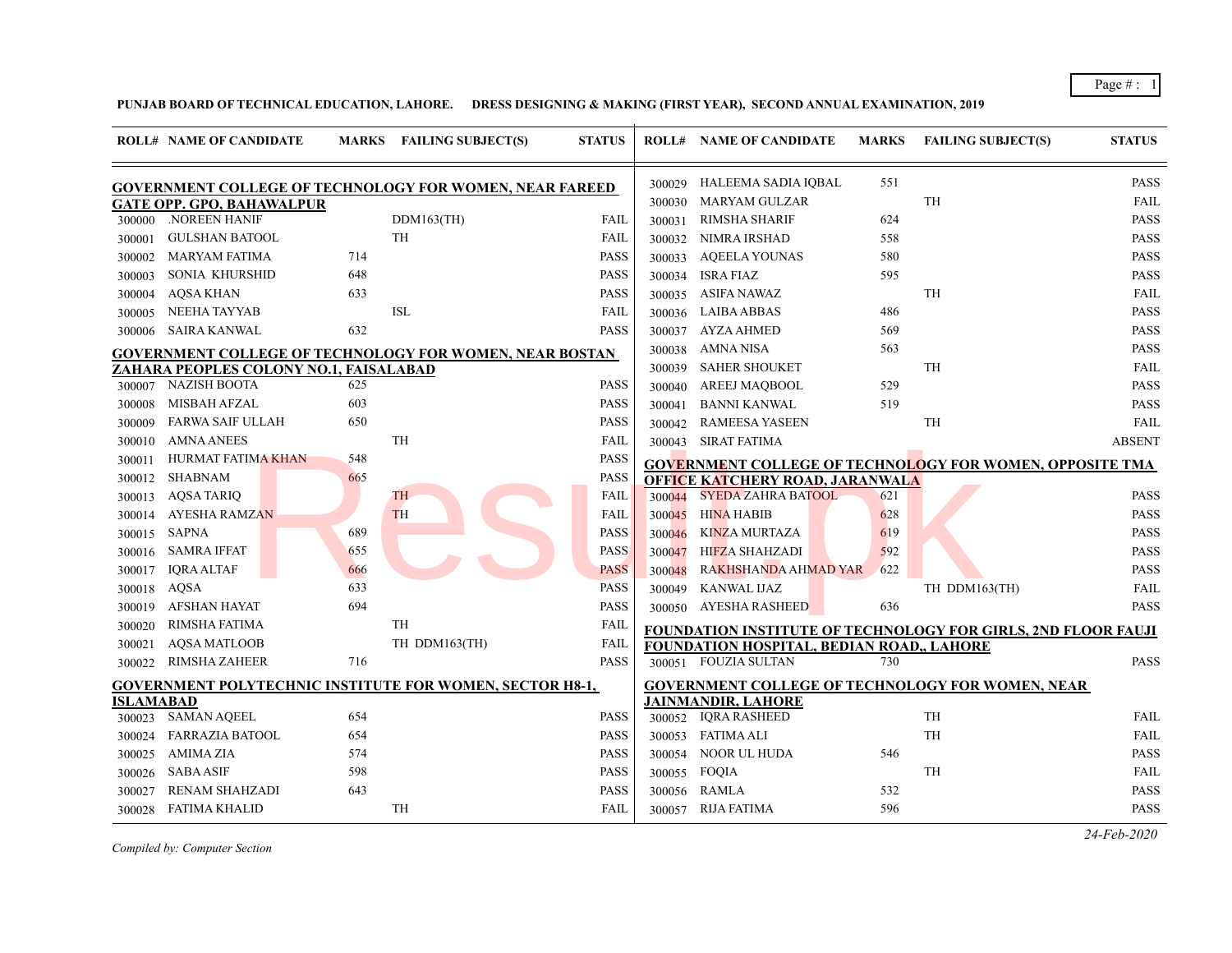**PUNJAB BOARD OF TECHNICAL EDUCATION, LAHORE. DRESS DESIGNING & MAKING (FIRST YEAR), SECOND ANNUAL EXAMINATION, 2019**

| ROLL# | NAME OF CANDIDATE | MARKS | FAILING SUBJECT(S) | STATUS |
|---|---|---|---|---|
| **GOVERNMENT COLLEGE OF TECHNOLOGY FOR WOMEN, NEAR FAREED GATE OPP. GPO, BAHAWALPUR** | | | | |
| 300000 | .NOREEN HANIF | | DDM163(TH) | FAIL |
| 300001 | GULSHAN BATOOL | | TH | FAIL |
| 300002 | MARYAM FATIMA | 714 | | PASS |
| 300003 | SONIA KHURSHID | 648 | | PASS |
| 300004 | AQSA KHAN | 633 | | PASS |
| 300005 | NEEHA TAYYAB | | ISL | FAIL |
| 300006 | SAIRA KANWAL | 632 | | PASS |
| **GOVERNMENT COLLEGE OF TECHNOLOGY FOR WOMEN, NEAR BOSTAN ZAHARA PEOPLES COLONY NO.1, FAISALABAD** | | | | |
| 300007 | NAZISH BOOTA | 625 | | PASS |
| 300008 | MISBAH AFZAL | 603 | | PASS |
| 300009 | FARWA SAIF ULLAH | 650 | | PASS |
| 300010 | AMNA ANEES | | TH | FAIL |
| 300011 | HURMAT FATIMA KHAN | 548 | | PASS |
| 300012 | SHABNAM | 665 | | PASS |
| 300013 | AQSA TARIQ | | TH | FAIL |
| 300014 | AYESHA RAMZAN | | TH | FAIL |
| 300015 | SAPNA | 689 | | PASS |
| 300016 | SAMRA IFFAT | 655 | | PASS |
| 300017 | IQRA ALTAF | 666 | | PASS |
| 300018 | AQSA | 633 | | PASS |
| 300019 | AFSHAN HAYAT | 694 | | PASS |
| 300020 | RIMSHA FATIMA | | TH | FAIL |
| 300021 | AQSA MATLOOB | | TH DDM163(TH) | FAIL |
| 300022 | RIMSHA ZAHEER | 716 | | PASS |
| **GOVERNMENT POLYTECHNIC INSTITUTE FOR WOMEN, SECTOR H8-1, ISLAMABAD** | | | | |
| 300023 | SAMAN AQEEL | 654 | | PASS |
| 300024 | FARRAZIA BATOOL | 654 | | PASS |
| 300025 | AMIMA ZIA | 574 | | PASS |
| 300026 | SABA ASIF | 598 | | PASS |
| 300027 | RENAM SHAHZADI | 643 | | PASS |
| 300028 | FATIMA KHALID | | TH | FAIL |
| 300029 | HALEEMA SADIA IQBAL | 551 | | PASS |
| 300030 | MARYAM GULZAR | | TH | FAIL |
| 300031 | RIMSHA SHARIF | 624 | | PASS |
| 300032 | NIMRA IRSHAD | 558 | | PASS |
| 300033 | AQEELA YOUNAS | 580 | | PASS |
| 300034 | ISRA FIAZ | 595 | | PASS |
| 300035 | ASIFA NAWAZ | | TH | FAIL |
| 300036 | LAIBA ABBAS | 486 | | PASS |
| 300037 | AYZA AHMED | 569 | | PASS |
| 300038 | AMNA NISA | 563 | | PASS |
| 300039 | SAHER SHOUKET | | TH | FAIL |
| 300040 | AREEJ MAQBOOL | 529 | | PASS |
| 300041 | BANNI KANWAL | 519 | | PASS |
| 300042 | RAMEESA YASEEN | | TH | FAIL |
| 300043 | SIRAT FATIMA | | | ABSENT |
| **GOVERNMENT COLLEGE OF TECHNOLOGY FOR WOMEN, OPPOSITE TMA OFFICE KATCHERY ROAD, JARANWALA** | | | | |
| 300044 | SYEDA ZAHRA BATOOL | 621 | | PASS |
| 300045 | HINA HABIB | 628 | | PASS |
| 300046 | KINZA MURTAZA | 619 | | PASS |
| 300047 | HIFZA SHAHZADI | 592 | | PASS |
| 300048 | RAKHSHANDA AHMAD YAR | 622 | | PASS |
| 300049 | KANWAL IJAZ | | TH DDM163(TH) | FAIL |
| 300050 | AYESHA RASHEED | 636 | | PASS |
| **FOUNDATION INSTITUTE OF TECHNOLOGY FOR GIRLS, 2ND FLOOR FAUJI FOUNDATION HOSPITAL, BEDIAN ROAD,, LAHORE** | | | | |
| 300051 | FOUZIA SULTAN | 730 | | PASS |
| **GOVERNMENT COLLEGE OF TECHNOLOGY FOR WOMEN, NEAR JAINMANDIR, LAHORE** | | | | |
| 300052 | IQRA RASHEED | | TH | FAIL |
| 300053 | FATIMA ALI | | TH | FAIL |
| 300054 | NOOR UL HUDA | 546 | | PASS |
| 300055 | FOQIA | | TH | FAIL |
| 300056 | RAMLA | 532 | | PASS |
| 300057 | RIJA FATIMA | 596 | | PASS |

*Compiled by: Computer Section*

*24-Feb-2020*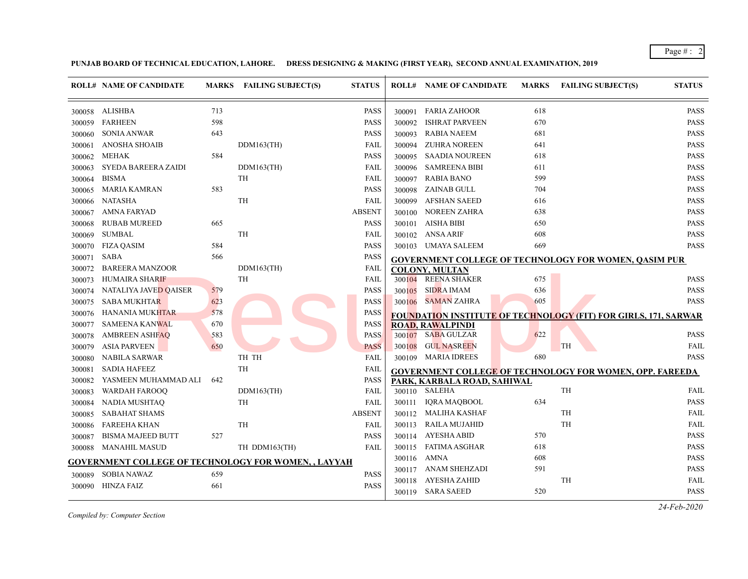**PUNJAB BOARD OF TECHNICAL EDUCATION, LAHORE. DRESS DESIGNING & MAKING (FIRST YEAR), SECOND ANNUAL EXAMINATION, 2019**

| ROLL# | NAME OF CANDIDATE | MARKS | FAILING SUBJECT(S) | STATUS |
|---|---|---|---|---|
| 300058 | ALISHBA | 713 | | PASS |
| 300059 | FARHEEN | 598 | | PASS |
| 300060 | SONIA ANWAR | 643 | | PASS |
| 300061 | ANOSHA SHOAIB | | DDM163(TH) | FAIL |
| 300062 | MEHAK | 584 | | PASS |
| 300063 | SYEDA BAREERA ZAIDI | | DDM163(TH) | FAIL |
| 300064 | BISMA | | TH | FAIL |
| 300065 | MARIA KAMRAN | 583 | | PASS |
| 300066 | NATASHA | | TH | FAIL |
| 300067 | AMNA FARYAD | | | ABSENT |
| 300068 | RUBAB MUREED | 665 | | PASS |
| 300069 | SUMBAL | | TH | FAIL |
| 300070 | FIZA QASIM | 584 | | PASS |
| 300071 | SABA | 566 | | PASS |
| 300072 | BAREERA MANZOOR | | DDM163(TH) | FAIL |
| 300073 | HUMAIRA SHARIF | | TH | FAIL |
| 300074 | NATALIYA JAVED QAISER | 579 | | PASS |
| 300075 | SABA MUKHTAR | 623 | | PASS |
| 300076 | HANANIA MUKHTAR | 578 | | PASS |
| 300077 | SAMEENA KANWAL | 670 | | PASS |
| 300078 | AMBREEN ASHFAQ | 583 | | PASS |
| 300079 | ASIA PARVEEN | 650 | | PASS |
| 300080 | NABILA SARWAR | | TH TH | FAIL |
| 300081 | SADIA HAFEEZ | | TH | FAIL |
| 300082 | YASMEEN MUHAMMAD ALI | 642 | | PASS |
| 300083 | WARDAH FAROOQ | | DDM163(TH) | FAIL |
| 300084 | NADIA MUSHTAQ | | TH | FAIL |
| 300085 | SABAHAT SHAMS | | | ABSENT |
| 300086 | FAREEHA KHAN | | TH | FAIL |
| 300087 | BISMA MAJEED BUTT | 527 | | PASS |
| 300088 | MANAHIL MASUD | | TH DDM163(TH) | FAIL |

**GOVERNMENT COLLEGE OF TECHNOLOGY FOR WOMEN, , LAYYAH**

| ROLL# | NAME OF CANDIDATE | MARKS | FAILING SUBJECT(S) | STATUS |
|---|---|---|---|---|
| 300089 | SOBIA NAWAZ | 659 | | PASS |
| 300090 | HINZA FAIZ | 661 | | PASS |
| 300091 | FARIA ZAHOOR | 618 | | PASS |
| 300092 | ISHRAT PARVEEN | 670 | | PASS |
| 300093 | RABIA NAEEM | 681 | | PASS |
| 300094 | ZUHRA NOREEN | 641 | | PASS |
| 300095 | SAADIA NOUREEN | 618 | | PASS |
| 300096 | SAMREENA BIBI | 611 | | PASS |
| 300097 | RABIA BANO | 599 | | PASS |
| 300098 | ZAINAB GULL | 704 | | PASS |
| 300099 | AFSHAN SAEED | 616 | | PASS |
| 300100 | NOREEN ZAHRA | 638 | | PASS |
| 300101 | AISHA BIBI | 650 | | PASS |
| 300102 | ANSA ARIF | 608 | | PASS |
| 300103 | UMAYA SALEEM | 669 | | PASS |

**GOVERNMENT COLLEGE OF TECHNOLOGY FOR WOMEN, QASIM PUR COLONY, MULTAN**

| ROLL# | NAME OF CANDIDATE | MARKS | FAILING SUBJECT(S) | STATUS |
|---|---|---|---|---|
| 300104 | REENA SHAKER | 675 | | PASS |
| 300105 | SIDRA IMAM | 636 | | PASS |
| 300106 | SAMAN ZAHRA | 605 | | PASS |

**FOUNDATION INSTITUTE OF TECHNOLOGY (FIT) FOR GIRLS, 171, SARWAR ROAD, RAWALPINDI**

| ROLL# | NAME OF CANDIDATE | MARKS | FAILING SUBJECT(S) | STATUS |
|---|---|---|---|---|
| 300107 | SABA GULZAR | 622 | | PASS |
| 300108 | GUL NASREEN | | TH | FAIL |
| 300109 | MARIA IDREES | 680 | | PASS |

**GOVERNMENT COLLEGE OF TECHNOLOGY FOR WOMEN, OPP. FAREEDA PARK, KARBALA ROAD, SAHIWAL**

| ROLL# | NAME OF CANDIDATE | MARKS | FAILING SUBJECT(S) | STATUS |
|---|---|---|---|---|
| 300110 | SALEHA | | TH | FAIL |
| 300111 | IQRA MAQBOOL | 634 | | PASS |
| 300112 | MALIHA KASHAF | | TH | FAIL |
| 300113 | RAILA MUJAHID | | TH | FAIL |
| 300114 | AYESHA ABID | 570 | | PASS |
| 300115 | FATIMA ASGHAR | 618 | | PASS |
| 300116 | AMNA | 608 | | PASS |
| 300117 | ANAM SHEHZADI | 591 | | PASS |
| 300118 | AYESHA ZAHID | | TH | FAIL |
| 300119 | SARA SAEED | 520 | | PASS |

*Compiled by: Computer Section*

*24-Feb-2020*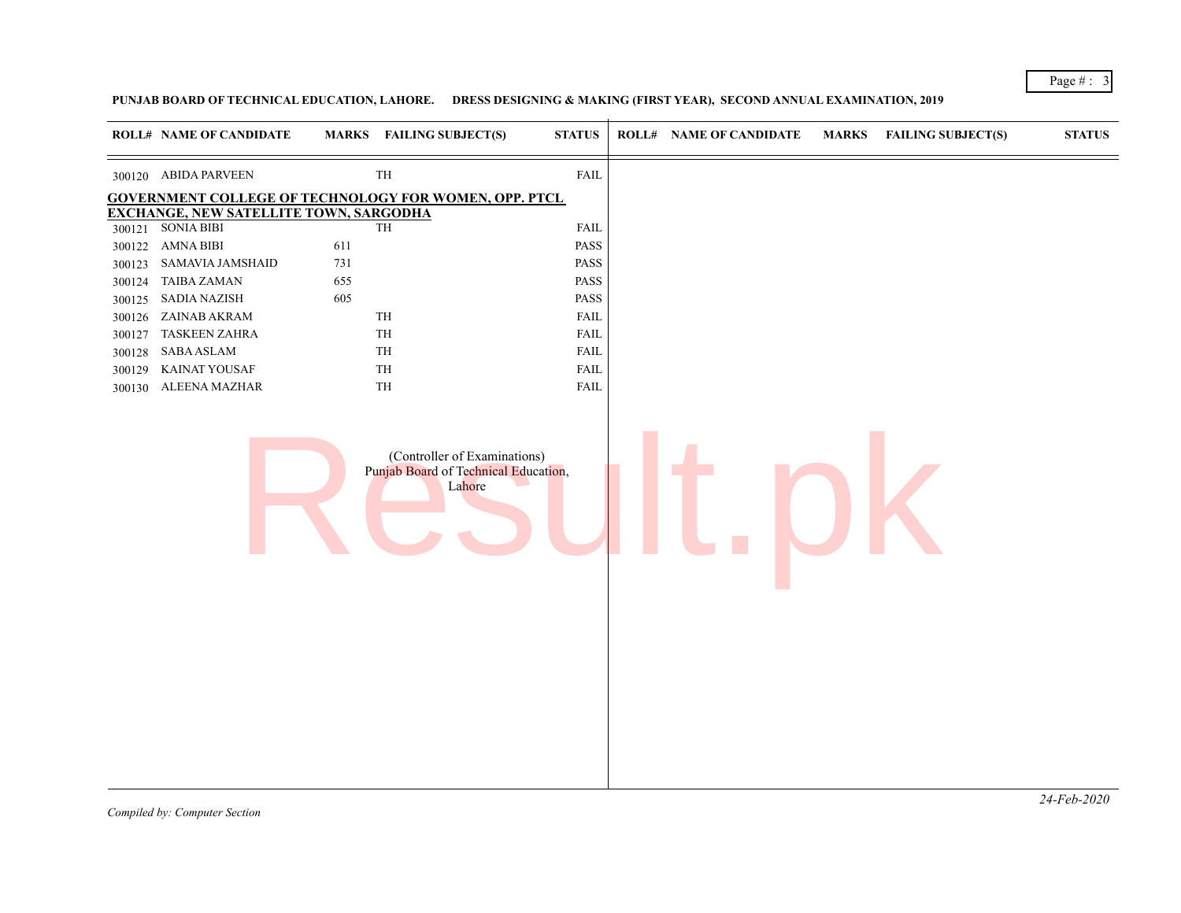**PUNJAB BOARD OF TECHNICAL EDUCATION, LAHORE. DRESS DESIGNING & MAKING (FIRST YEAR), SECOND ANNUAL EXAMINATION, 2019**

| ROLL# | NAME OF CANDIDATE | MARKS | FAILING SUBJECT(S) | STATUS |
|---|---|---|---|---|
| 300120 | ABIDA PARVEEN | | TH | FAIL |

**GOVERNMENT COLLEGE OF TECHNOLOGY FOR WOMEN, OPP. PTCL EXCHANGE, NEW SATELLITE TOWN, SARGODHA**

| ROLL# | NAME OF CANDIDATE | MARKS | FAILING SUBJECT(S) | STATUS |
|---|---|---|---|---|
| 300121 | SONIA BIBI | | TH | FAIL |
| 300122 | AMNA BIBI | 611 | | PASS |
| 300123 | SAMAVIA JAMSHAID | 731 | | PASS |
| 300124 | TAIBA ZAMAN | 655 | | PASS |
| 300125 | SADIA NAZISH | 605 | | PASS |
| 300126 | ZAINAB AKRAM | | TH | FAIL |
| 300127 | TASKEEN ZAHRA | | TH | FAIL |
| 300128 | SABA ASLAM | | TH | FAIL |
| 300129 | KAINAT YOUSAF | | TH | FAIL |
| 300130 | ALEENA MAZHAR | | TH | FAIL |

(Controller of Examinations)
Punjab Board of Technical Education,
Lahore

*Compiled by: Computer Section*

*24-Feb-2020*